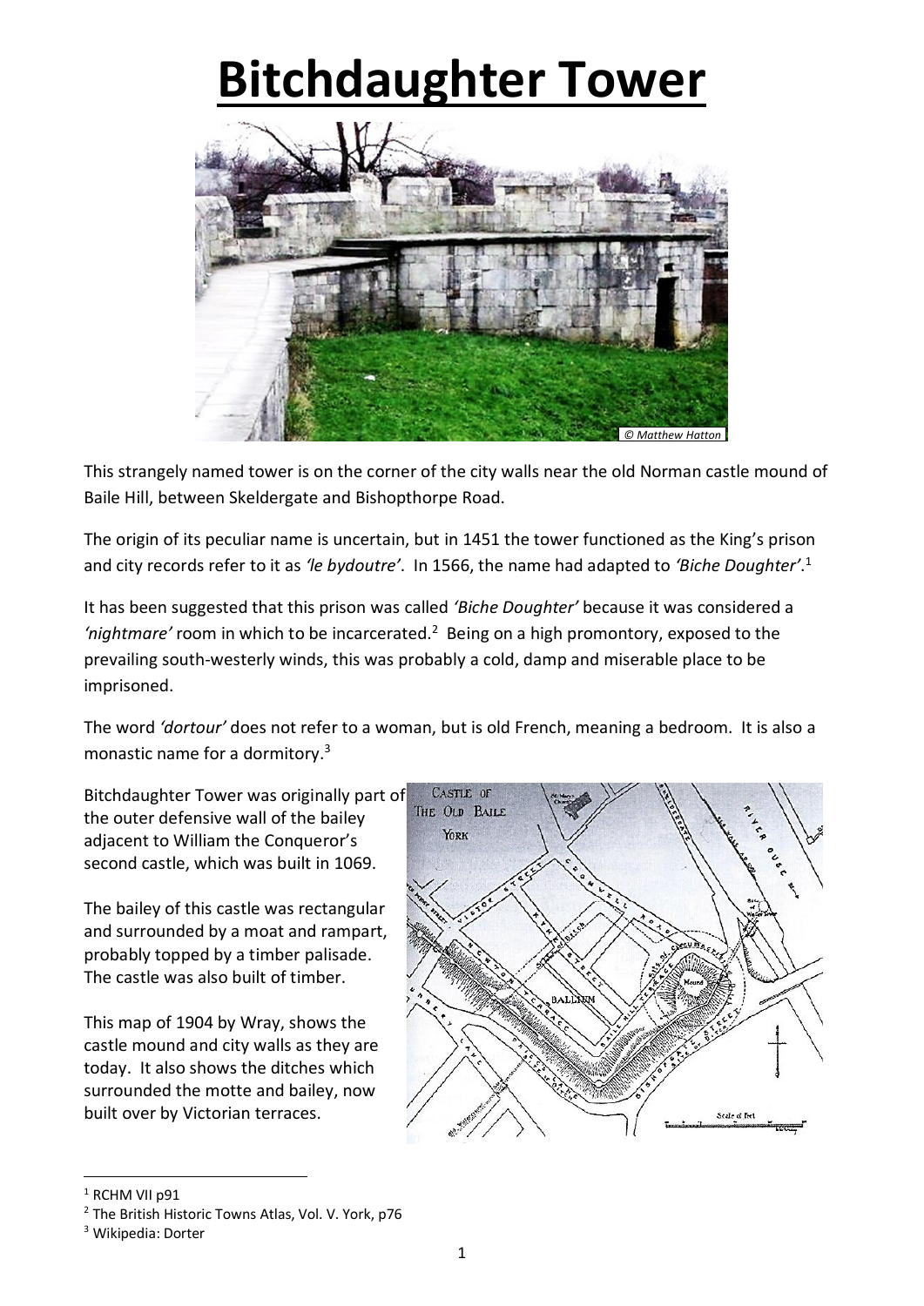# Bitchdaughter Tower

This strangely named tower is on the corner of the city walls near the old Norman castle mound of Baile Hill, between Skeldergate and Bishopthorpe Road.

The origin of its peculiar name is uncertain, but in 1451 the tower functioned as the King's prison and city records refer to it as *'le bydoutre'*. In 1566, the name had adapted to *'Biche Doughter'*.[1]

It has been suggested that this prison was called *'Biche Doughter'* because it was considered a *'nightmare'* room in which to be incarcerated.[2] Being on a high promontory, exposed to the prevailing south-westerly winds, this was probably a cold, damp and miserable place to be imprisoned.

The word *'dortour'* does not refer to a woman, but is old French, meaning a bedroom. It is also a monastic name for a dormitory.[3]

Bitchdaughter Tower was originally part of the outer defensive wall of the bailey adjacent to William the Conqueror's second castle, which was built in 1069.

The bailey of this castle was rectangular and surrounded by a moat and rampart, probably topped by a timber palisade. The castle was also built of timber.

This map of 1904 by Wray, shows the castle mound and city walls as they are today. It also shows the ditches which surrounded the motte and bailey, now built over by Victorian terraces.

[1] RCHM VII p91

[2] The British Historic Towns Atlas, Vol. V. York, p76

[3] Wikipedia: Dorter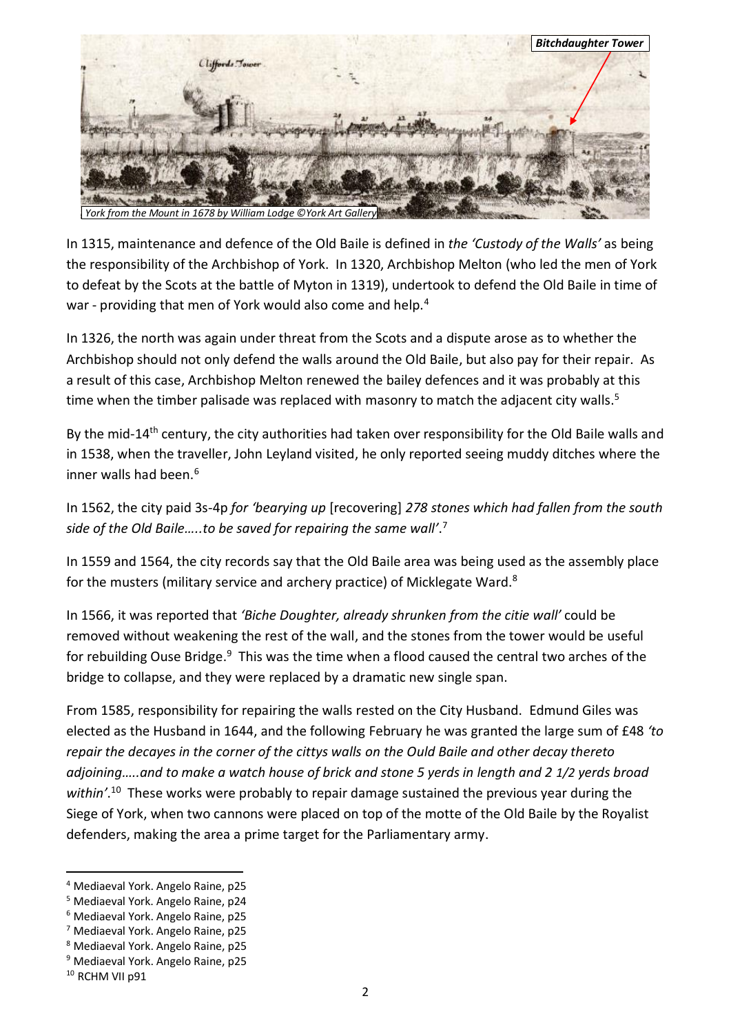Bitchdaughter Tower

York from the Mount in 1678 by William Lodge ©York Art Gallery

In 1315, maintenance and defence of the Old Baile is defined in *the 'Custody of the Walls'* as being the responsibility of the Archbishop of York. In 1320, Archbishop Melton (who led the men of York to defeat by the Scots at the battle of Myton in 1319), undertook to defend the Old Baile in time of war - providing that men of York would also come and help.[4]

In 1326, the north was again under threat from the Scots and a dispute arose as to whether the Archbishop should not only defend the walls around the Old Baile, but also pay for their repair. As a result of this case, Archbishop Melton renewed the bailey defences and it was probably at this time when the timber palisade was replaced with masonry to match the adjacent city walls.[5]

By the mid-14th century, the city authorities had taken over responsibility for the Old Baile walls and in 1538, when the traveller, John Leyland visited, he only reported seeing muddy ditches where the inner walls had been.[6]

In 1562, the city paid 3s-4p *for 'bearying up* [recovering] *278 stones which had fallen from the south side of the Old Baile…..to be saved for repairing the same wall'*.[7]

In 1559 and 1564, the city records say that the Old Baile area was being used as the assembly place for the musters (military service and archery practice) of Micklegate Ward.[8]

In 1566, it was reported that *'Biche Doughter, already shrunken from the citie wall'* could be removed without weakening the rest of the wall, and the stones from the tower would be useful for rebuilding Ouse Bridge.[9] This was the time when a flood caused the central two arches of the bridge to collapse, and they were replaced by a dramatic new single span.

From 1585, responsibility for repairing the walls rested on the City Husband. Edmund Giles was elected as the Husband in 1644, and the following February he was granted the large sum of £48 *'to repair the decayes in the corner of the cittys walls on the Ould Baile and other decay thereto adjoining…..and to make a watch house of brick and stone 5 yerds in length and 2 1/2 yerds broad within'*.[10] These works were probably to repair damage sustained the previous year during the Siege of York, when two cannons were placed on top of the motte of the Old Baile by the Royalist defenders, making the area a prime target for the Parliamentary army.

---

[4] Mediaeval York. Angelo Raine, p25
[5] Mediaeval York. Angelo Raine, p24
[6] Mediaeval York. Angelo Raine, p25
[7] Mediaeval York. Angelo Raine, p25
[8] Mediaeval York. Angelo Raine, p25
[9] Mediaeval York. Angelo Raine, p25
[10] RCHM VII p91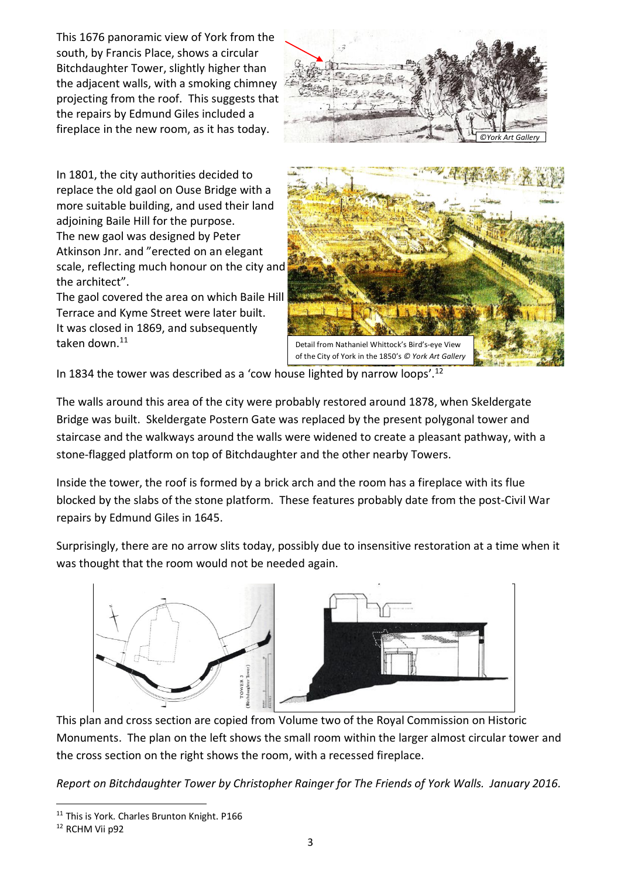This 1676 panoramic view of York from the south, by Francis Place, shows a circular Bitchdaughter Tower, slightly higher than the adjacent walls, with a smoking chimney projecting from the roof. This suggests that the repairs by Edmund Giles included a fireplace in the new room, as it has today.

©York Art Gallery

In 1801, the city authorities decided to replace the old gaol on Ouse Bridge with a more suitable building, and used their land adjoining Baile Hill for the purpose. The new gaol was designed by Peter Atkinson Jnr. and "erected on an elegant scale, reflecting much honour on the city and the architect".

The gaol covered the area on which Baile Hill Terrace and Kyme Street were later built. It was closed in 1869, and subsequently taken down.[11]

Detail from Nathaniel Whittock's Bird's-eye View of the City of York in the 1850's *© York Art Gallery*

In 1834 the tower was described as a 'cow house lighted by narrow loops'.[12]

The walls around this area of the city were probably restored around 1878, when Skeldergate Bridge was built. Skeldergate Postern Gate was replaced by the present polygonal tower and staircase and the walkways around the walls were widened to create a pleasant pathway, with a stone-flagged platform on top of Bitchdaughter and the other nearby Towers.

Inside the tower, the roof is formed by a brick arch and the room has a fireplace with its flue blocked by the slabs of the stone platform. These features probably date from the post-Civil War repairs by Edmund Giles in 1645.

Surprisingly, there are no arrow slits today, possibly due to insensitive restoration at a time when it was thought that the room would not be needed again.

This plan and cross section are copied from Volume two of the Royal Commission on Historic Monuments. The plan on the left shows the small room within the larger almost circular tower and the cross section on the right shows the room, with a recessed fireplace.

*Report on Bitchdaughter Tower by Christopher Rainger for The Friends of York Walls. January 2016.*

[11] This is York. Charles Brunton Knight. P166

[12] RCHM Vii p92